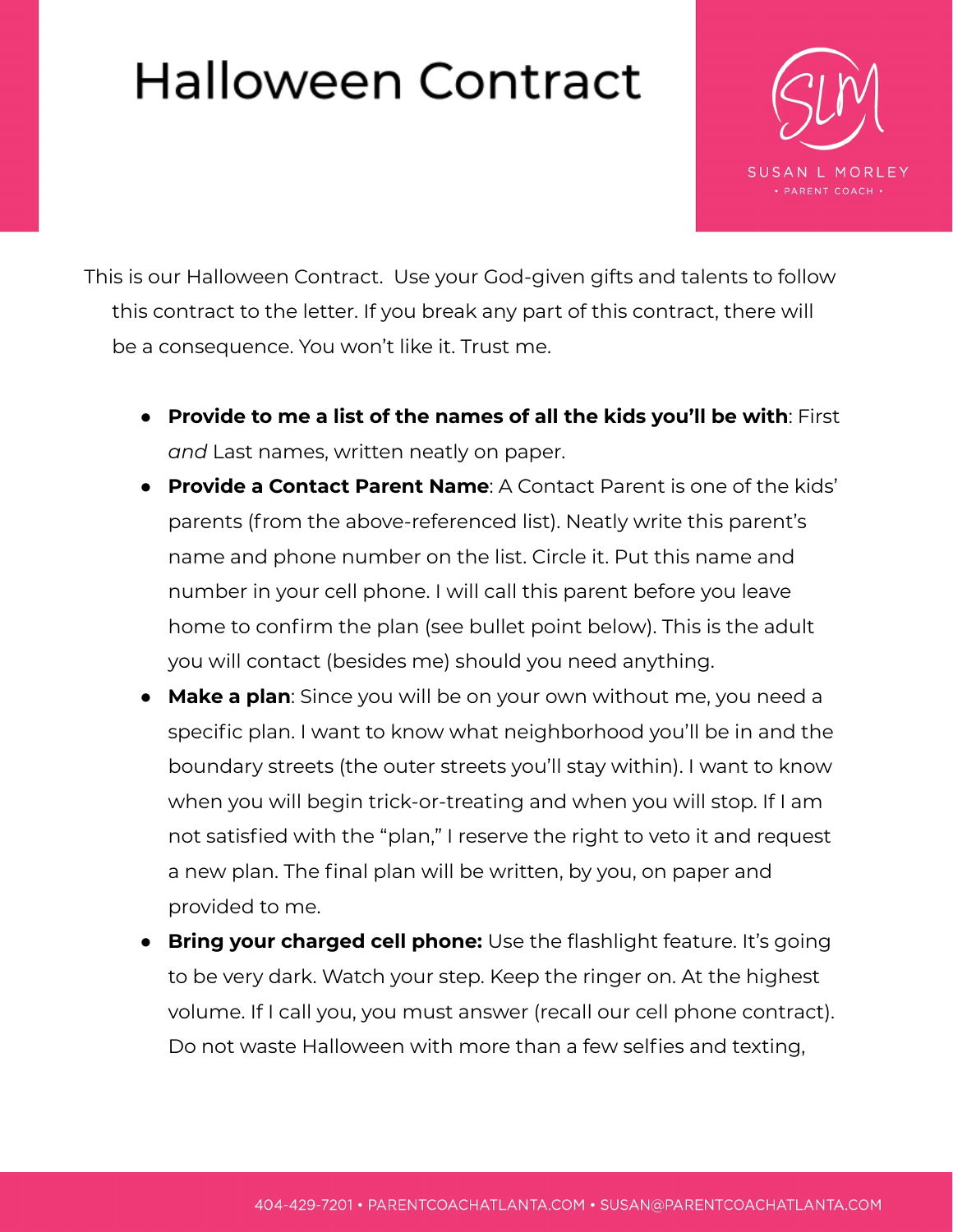# Halloween Contract

SUSAN L MORLEY
• PARENT COACH •

This is our Halloween Contract. Use your God-given gifts and talents to follow this contract to the letter. If you break any part of this contract, there will be a consequence. You won't like it. Trust me.

- **Provide to me a list of the names of all the kids you'll be with**: First *and* Last names, written neatly on paper.
- **Provide a Contact Parent Name**: A Contact Parent is one of the kids' parents (from the above-referenced list). Neatly write this parent's name and phone number on the list. Circle it. Put this name and number in your cell phone. I will call this parent before you leave home to confirm the plan (see bullet point below). This is the adult you will contact (besides me) should you need anything.
- **Make a plan**: Since you will be on your own without me, you need a specific plan. I want to know what neighborhood you'll be in and the boundary streets (the outer streets you'll stay within). I want to know when you will begin trick-or-treating and when you will stop. If I am not satisfied with the "plan," I reserve the right to veto it and request a new plan. The final plan will be written, by you, on paper and provided to me.
- **Bring your charged cell phone:** Use the flashlight feature. It's going to be very dark. Watch your step. Keep the ringer on. At the highest volume. If I call you, you must answer (recall our cell phone contract). Do not waste Halloween with more than a few selfies and texting,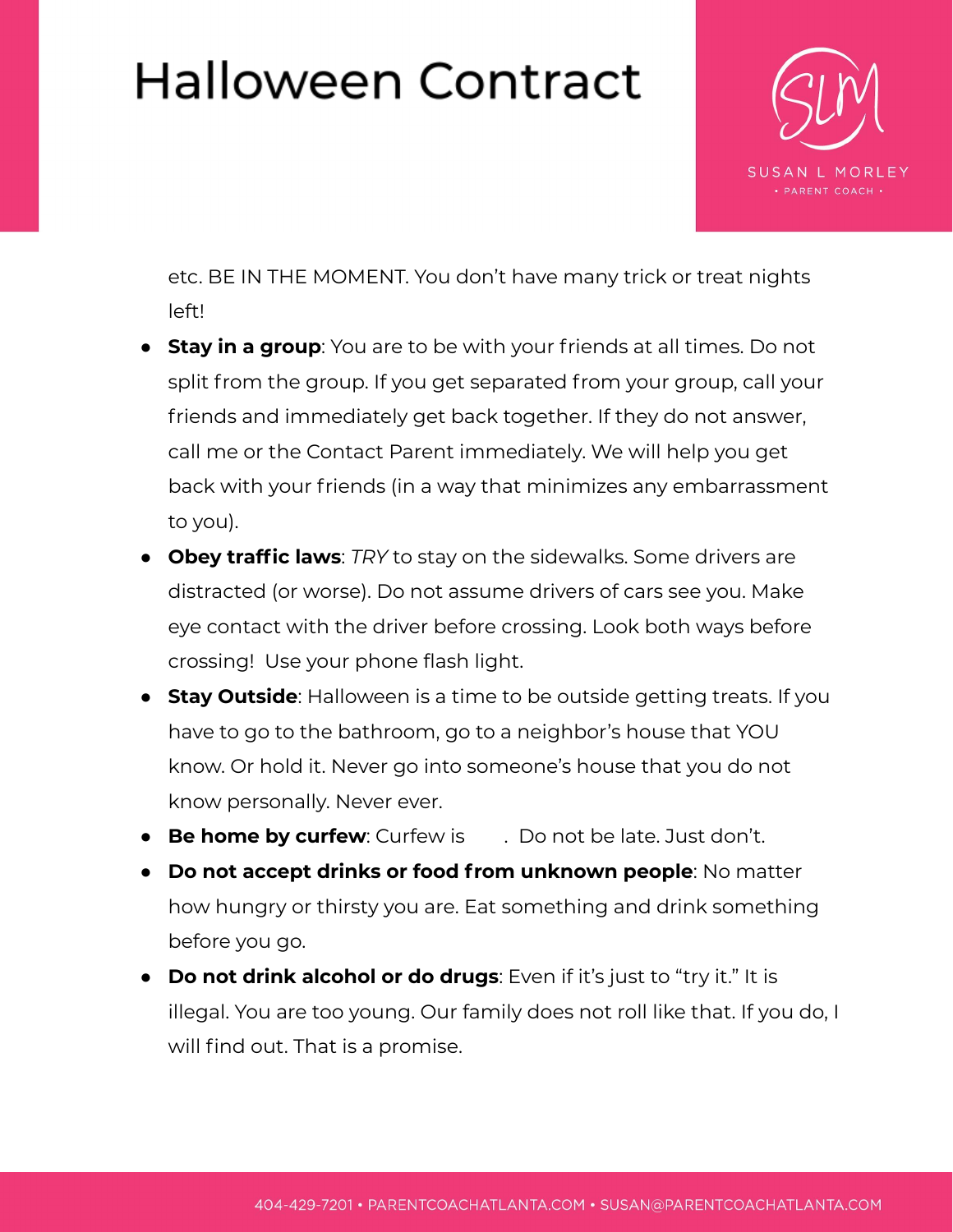etc. BE IN THE MOMENT. You don't have many trick or treat nights left!

- **Stay in a group**: You are to be with your friends at all times. Do not split from the group. If you get separated from your group, call your friends and immediately get back together. If they do not answer, call me or the Contact Parent immediately. We will help you get back with your friends (in a way that minimizes any embarrassment to you).
- **Obey traffic laws**: *TRY* to stay on the sidewalks. Some drivers are distracted (or worse). Do not assume drivers of cars see you. Make eye contact with the driver before crossing. Look both ways before crossing! Use your phone flash light.
- **Stay Outside**: Halloween is a time to be outside getting treats. If you have to go to the bathroom, go to a neighbor's house that YOU know. Or hold it. Never go into someone's house that you do not know personally. Never ever.
- **Be home by curfew**: Curfew is      . Do not be late. Just don't.
- **Do not accept drinks or food from unknown people**: No matter how hungry or thirsty you are. Eat something and drink something before you go.
- **Do not drink alcohol or do drugs**: Even if it's just to "try it." It is illegal. You are too young. Our family does not roll like that. If you do, I will find out. That is a promise.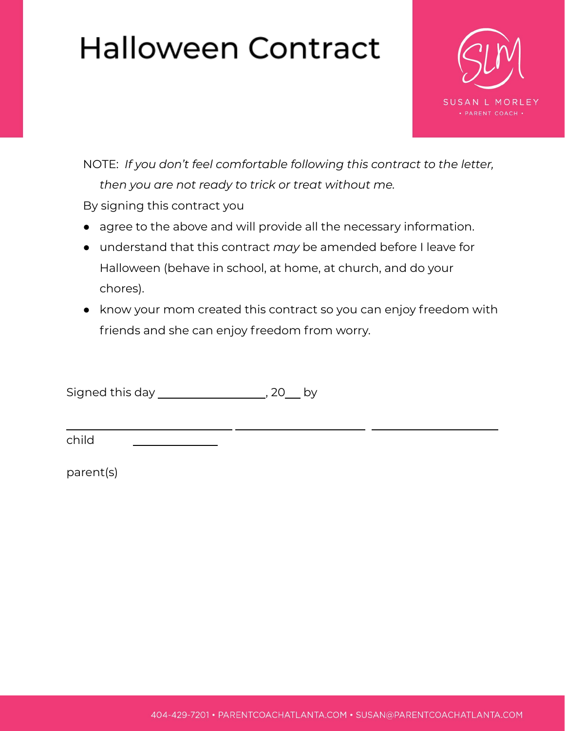# Halloween Contract

SUSAN L MORLEY
• PARENT COACH •

NOTE: *If you don't feel comfortable following this contract to the letter, then you are not ready to trick or treat without me.*

By signing this contract you

- agree to the above and will provide all the necessary information.
- understand that this contract *may* be amended before I leave for Halloween (behave in school, at home, at church, and do your chores).
- know your mom created this contract so you can enjoy freedom with friends and she can enjoy freedom from worry.

Signed this day ________________, 20__ by

________________________ ____________________ ____________________

child ____________

parent(s)

404-429-7201 • PARENTCOACHATLANTA.COM • SUSAN@PARENTCOACHATLANTA.COM